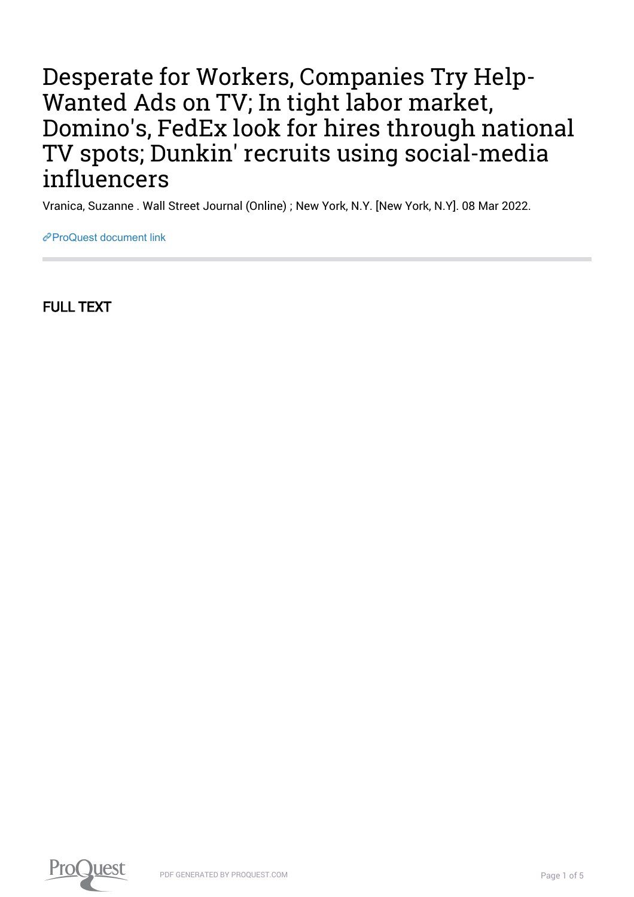# Desperate for Workers, Companies Try Help-Wanted Ads on TV; In tight labor market, Domino's, FedEx look for hires through national TV spots; Dunkin' recruits using social-media influencers

Vranica, Suzanne . Wall Street Journal (Online) ; New York, N.Y. [New York, N.Y]. 08 Mar 2022.

ProQuest document link

## FULL TEXT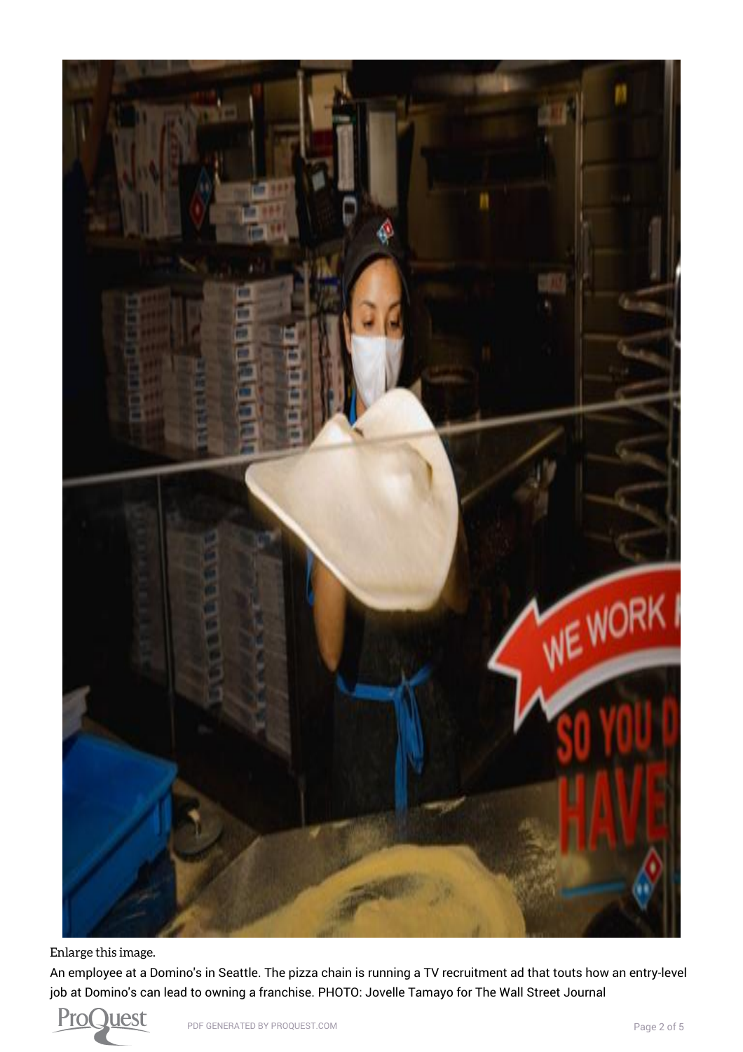Enlarge this image.

An employee at a Domino's in Seattle. The pizza chain is running a TV recruitment ad that touts how an entry-level job at Domino's can lead to owning a franchise. PHOTO: Jovelle Tamayo for The Wall Street Journal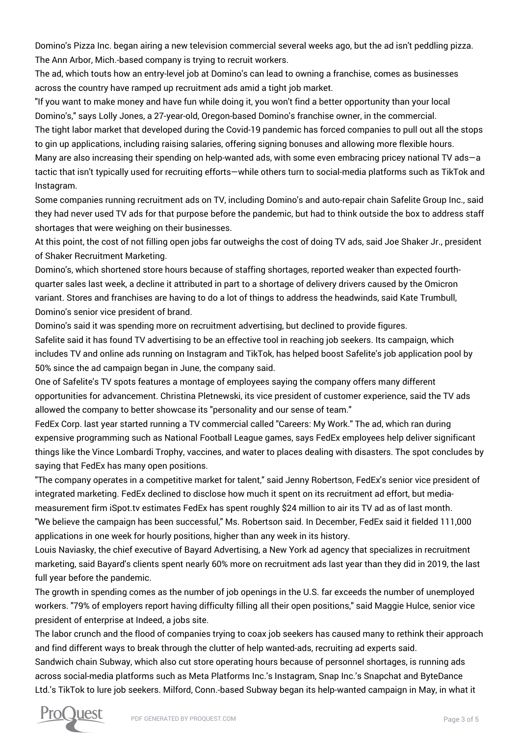Domino's Pizza Inc. began airing a new television commercial several weeks ago, but the ad isn't peddling pizza. The Ann Arbor, Mich.-based company is trying to recruit workers.

The ad, which touts how an entry-level job at Domino's can lead to owning a franchise, comes as businesses across the country have ramped up recruitment ads amid a tight job market.

"If you want to make money and have fun while doing it, you won't find a better opportunity than your local Domino's," says Lolly Jones, a 27-year-old, Oregon-based Domino's franchise owner, in the commercial.

The tight labor market that developed during the Covid-19 pandemic has forced companies to pull out all the stops to gin up applications, including raising salaries, offering signing bonuses and allowing more flexible hours.

Many are also increasing their spending on help-wanted ads, with some even embracing pricey national TV ads—a tactic that isn't typically used for recruiting efforts—while others turn to social-media platforms such as TikTok and Instagram.

Some companies running recruitment ads on TV, including Domino's and auto-repair chain Safelite Group Inc., said they had never used TV ads for that purpose before the pandemic, but had to think outside the box to address staff shortages that were weighing on their businesses.

At this point, the cost of not filling open jobs far outweighs the cost of doing TV ads, said Joe Shaker Jr., president of Shaker Recruitment Marketing.

Domino's, which shortened store hours because of staffing shortages, reported weaker than expected fourth-quarter sales last week, a decline it attributed in part to a shortage of delivery drivers caused by the Omicron variant. Stores and franchises are having to do a lot of things to address the headwinds, said Kate Trumbull, Domino's senior vice president of brand.

Domino's said it was spending more on recruitment advertising, but declined to provide figures.

Safelite said it has found TV advertising to be an effective tool in reaching job seekers. Its campaign, which includes TV and online ads running on Instagram and TikTok, has helped boost Safelite's job application pool by 50% since the ad campaign began in June, the company said.

One of Safelite's TV spots features a montage of employees saying the company offers many different opportunities for advancement. Christina Pletnewski, its vice president of customer experience, said the TV ads allowed the company to better showcase its "personality and our sense of team."

FedEx Corp. last year started running a TV commercial called "Careers: My Work." The ad, which ran during expensive programming such as National Football League games, says FedEx employees help deliver significant things like the Vince Lombardi Trophy, vaccines, and water to places dealing with disasters. The spot concludes by saying that FedEx has many open positions.

"The company operates in a competitive market for talent," said Jenny Robertson, FedEx's senior vice president of integrated marketing. FedEx declined to disclose how much it spent on its recruitment ad effort, but media-measurement firm iSpot.tv estimates FedEx has spent roughly $24 million to air its TV ad as of last month.

"We believe the campaign has been successful," Ms. Robertson said. In December, FedEx said it fielded 111,000 applications in one week for hourly positions, higher than any week in its history.

Louis Naviasky, the chief executive of Bayard Advertising, a New York ad agency that specializes in recruitment marketing, said Bayard's clients spent nearly 60% more on recruitment ads last year than they did in 2019, the last full year before the pandemic.

The growth in spending comes as the number of job openings in the U.S. far exceeds the number of unemployed workers. "79% of employers report having difficulty filling all their open positions," said Maggie Hulce, senior vice president of enterprise at Indeed, a jobs site.

The labor crunch and the flood of companies trying to coax job seekers has caused many to rethink their approach and find different ways to break through the clutter of help wanted-ads, recruiting ad experts said.

Sandwich chain Subway, which also cut store operating hours because of personnel shortages, is running ads across social-media platforms such as Meta Platforms Inc.'s Instagram, Snap Inc.'s Snapchat and ByteDance Ltd.'s TikTok to lure job seekers. Milford, Conn.-based Subway began its help-wanted campaign in May, in what it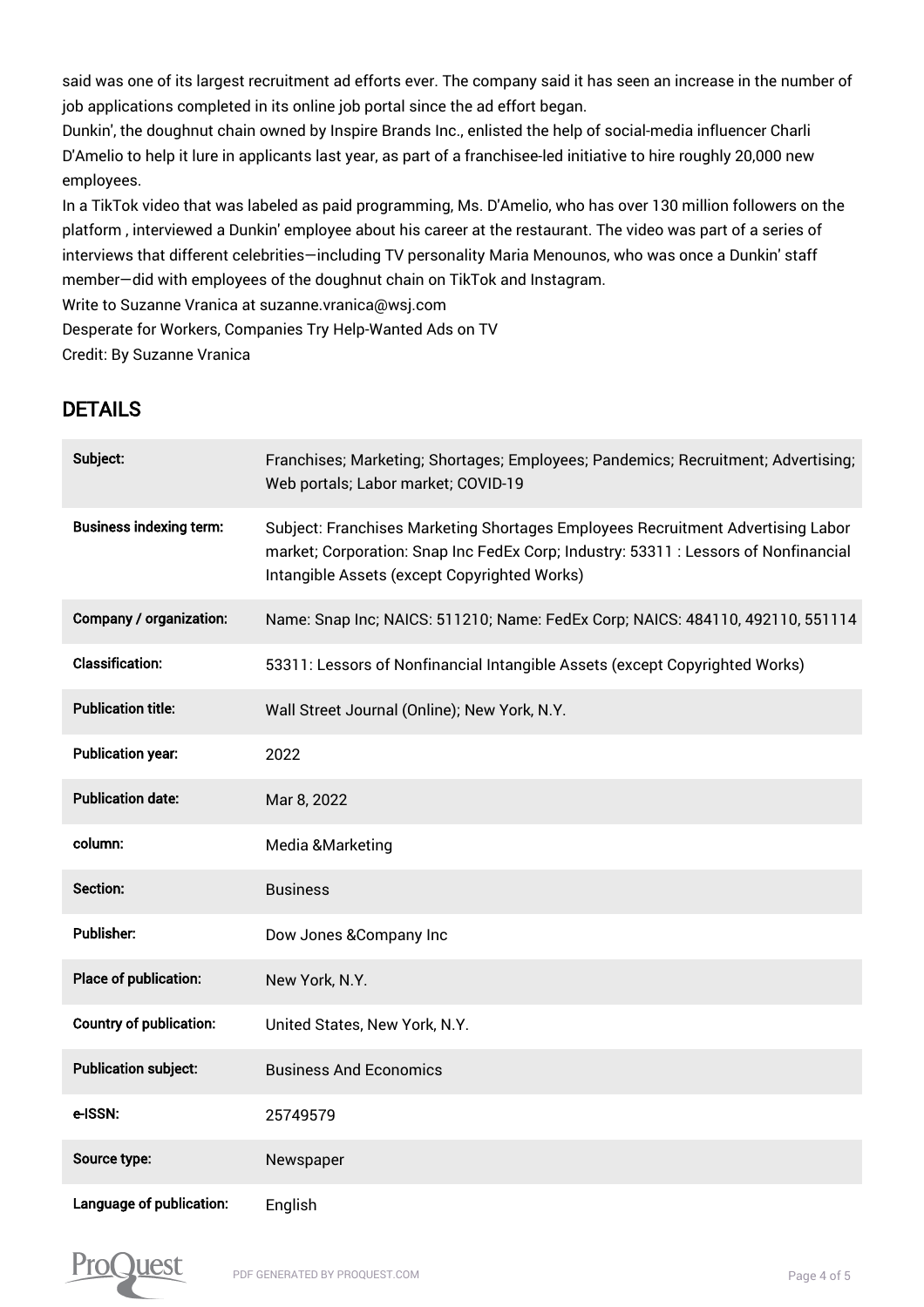said was one of its largest recruitment ad efforts ever. The company said it has seen an increase in the number of job applications completed in its online job portal since the ad effort began.

Dunkin', the doughnut chain owned by Inspire Brands Inc., enlisted the help of social-media influencer Charli D'Amelio to help it lure in applicants last year, as part of a franchisee-led initiative to hire roughly 20,000 new employees.

In a TikTok video that was labeled as paid programming, Ms. D'Amelio, who has over 130 million followers on the platform , interviewed a Dunkin' employee about his career at the restaurant. The video was part of a series of interviews that different celebrities—including TV personality Maria Menounos, who was once a Dunkin' staff member—did with employees of the doughnut chain on TikTok and Instagram.

Write to Suzanne Vranica at suzanne.vranica@wsj.com

Desperate for Workers, Companies Try Help-Wanted Ads on TV

Credit: By Suzanne Vranica

## DETAILS

| | |
|---|---|
| **Subject:** | Franchises; Marketing; Shortages; Employees; Pandemics; Recruitment; Advertising; Web portals; Labor market; COVID-19 |
| **Business indexing term:** | Subject: Franchises Marketing Shortages Employees Recruitment Advertising Labor market; Corporation: Snap Inc FedEx Corp; Industry: 53311 : Lessors of Nonfinancial Intangible Assets (except Copyrighted Works) |
| **Company / organization:** | Name: Snap Inc; NAICS: 511210; Name: FedEx Corp; NAICS: 484110, 492110, 551114 |
| **Classification:** | 53311: Lessors of Nonfinancial Intangible Assets (except Copyrighted Works) |
| **Publication title:** | Wall Street Journal (Online); New York, N.Y. |
| **Publication year:** | 2022 |
| **Publication date:** | Mar 8, 2022 |
| **column:** | Media &Marketing |
| **Section:** | Business |
| **Publisher:** | Dow Jones &Company Inc |
| **Place of publication:** | New York, N.Y. |
| **Country of publication:** | United States, New York, N.Y. |
| **Publication subject:** | Business And Economics |
| **e-ISSN:** | 25749579 |
| **Source type:** | Newspaper |
| **Language of publication:** | English |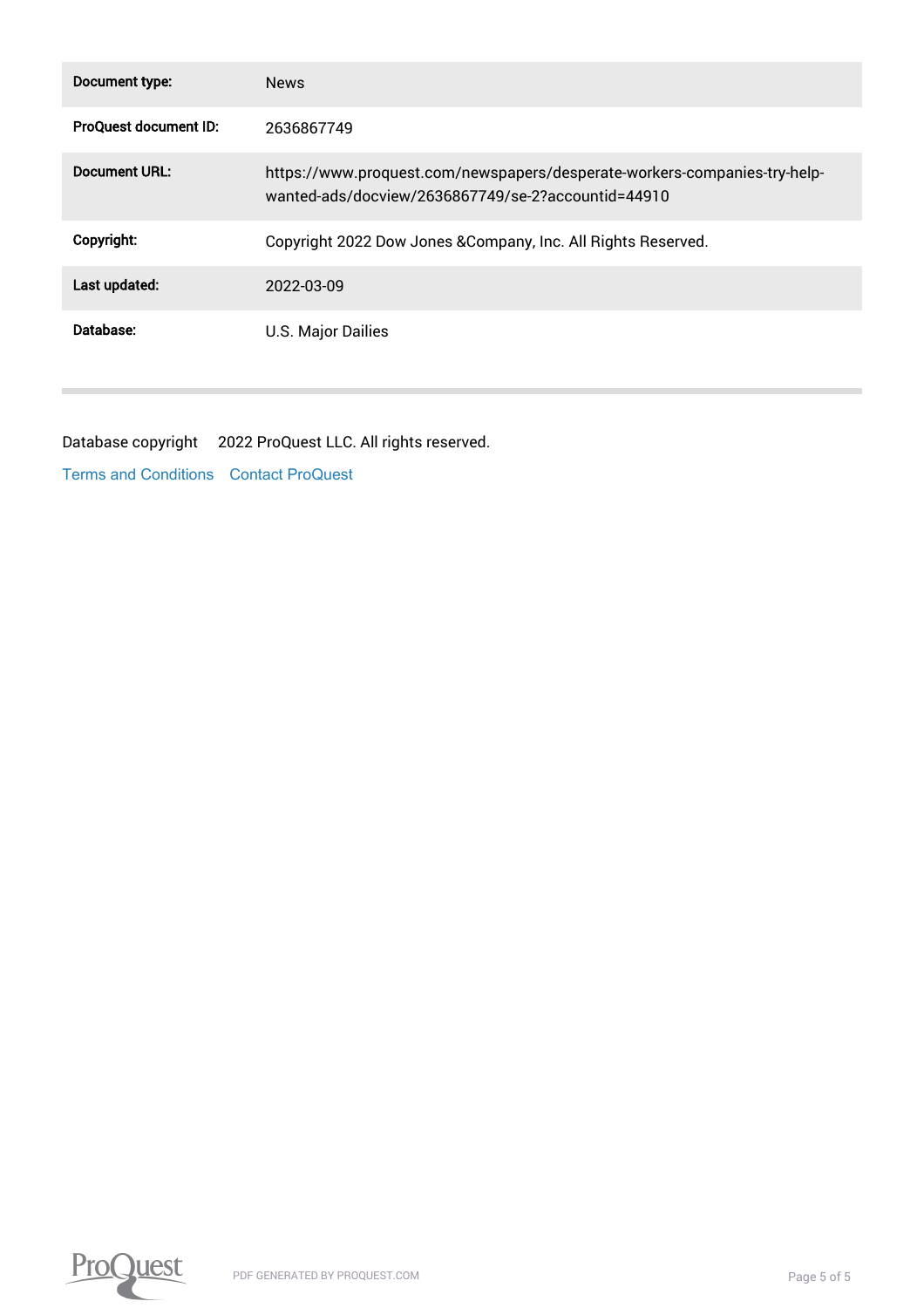| | |
|---|---|
| **Document type:** | News |
| **ProQuest document ID:** | 2636867749 |
| **Document URL:** | https://www.proquest.com/newspapers/desperate-workers-companies-try-help-wanted-ads/docview/2636867749/se-2?accountid=44910 |
| **Copyright:** | Copyright 2022 Dow Jones &Company, Inc. All Rights Reserved. |
| **Last updated:** | 2022-03-09 |
| **Database:** | U.S. Major Dailies |

Database copyright  2022 ProQuest LLC. All rights reserved.

Terms and Conditions  Contact ProQuest